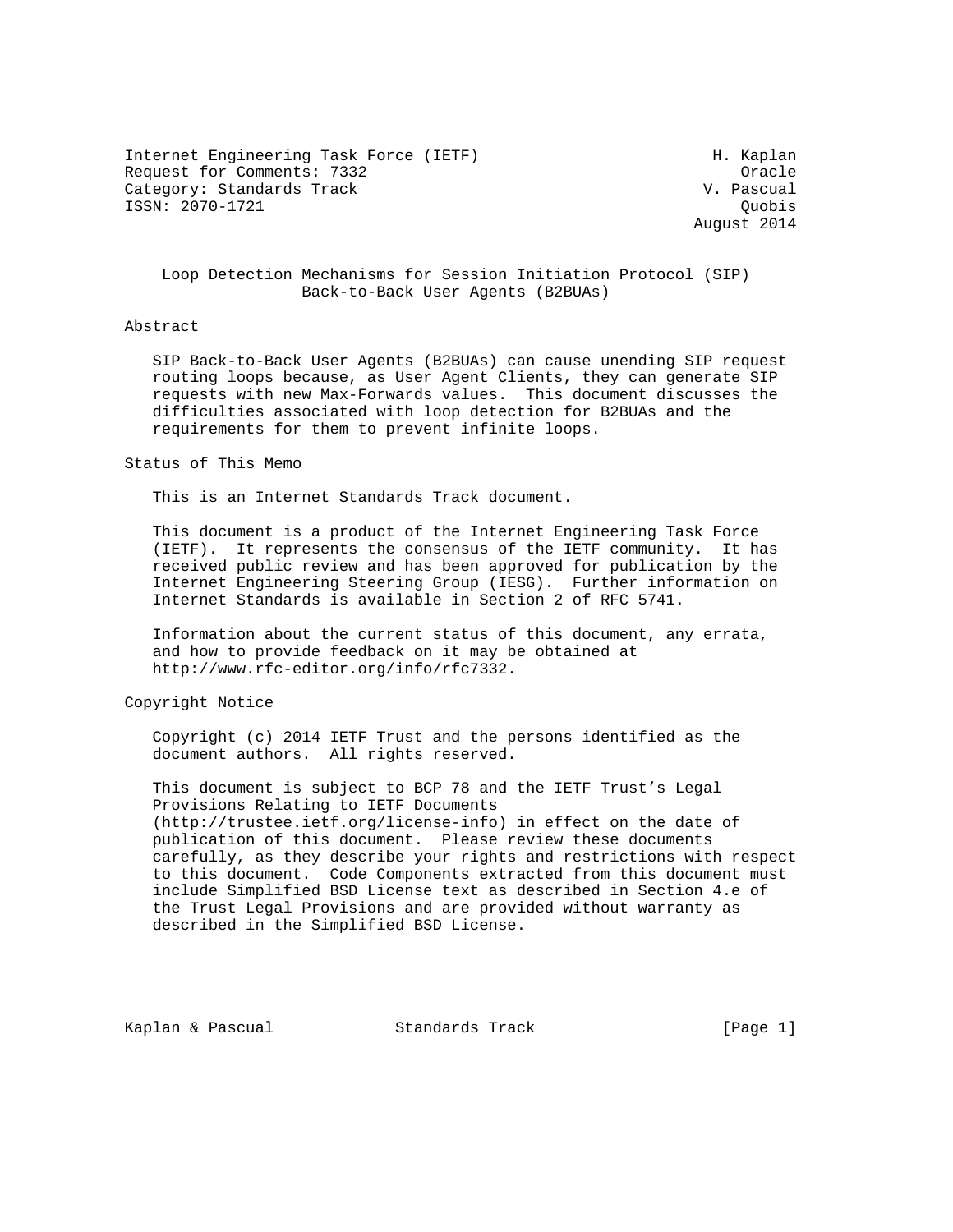Internet Engineering Task Force (IETF) H. Kaplan
Request for Comments: 7332 Oracle
Category: Standards Track V. Pascual
ISSN: 2070-1721 Quobis
August 2014

# Loop Detection Mechanisms for Session Initiation Protocol (SIP) Back-to-Back User Agents (B2BUAs)

## Abstract

SIP Back-to-Back User Agents (B2BUAs) can cause unending SIP request routing loops because, as User Agent Clients, they can generate SIP requests with new Max-Forwards values. This document discusses the difficulties associated with loop detection for B2BUAs and the requirements for them to prevent infinite loops.

## Status of This Memo

This is an Internet Standards Track document.

This document is a product of the Internet Engineering Task Force (IETF). It represents the consensus of the IETF community. It has received public review and has been approved for publication by the Internet Engineering Steering Group (IESG). Further information on Internet Standards is available in Section 2 of RFC 5741.

Information about the current status of this document, any errata, and how to provide feedback on it may be obtained at http://www.rfc-editor.org/info/rfc7332.

## Copyright Notice

Copyright (c) 2014 IETF Trust and the persons identified as the document authors. All rights reserved.

This document is subject to BCP 78 and the IETF Trust's Legal Provisions Relating to IETF Documents (http://trustee.ietf.org/license-info) in effect on the date of publication of this document. Please review these documents carefully, as they describe your rights and restrictions with respect to this document. Code Components extracted from this document must include Simplified BSD License text as described in Section 4.e of the Trust Legal Provisions and are provided without warranty as described in the Simplified BSD License.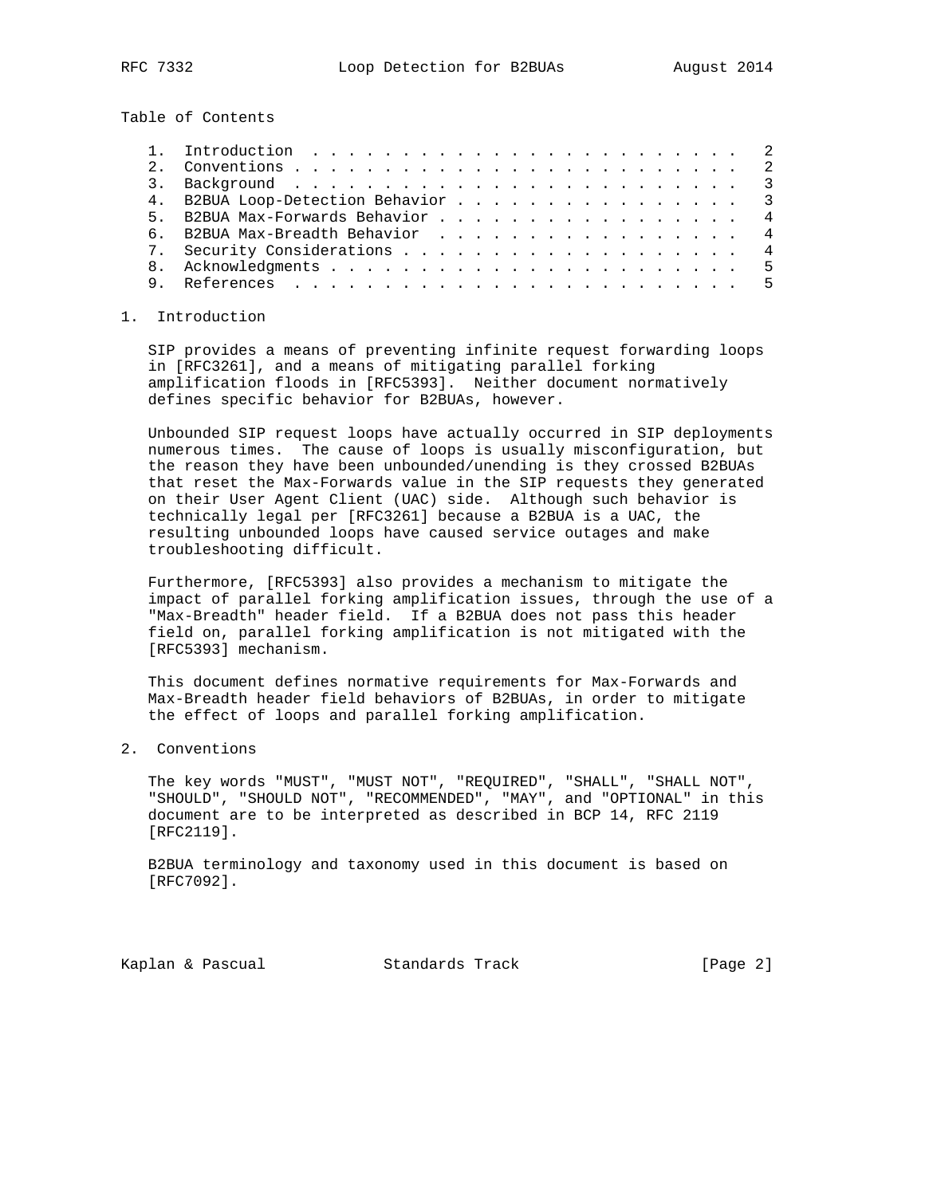Table of Contents

1. Introduction . . . . . . . . . . . . . . . . . . . . . . . . . 2
2. Conventions . . . . . . . . . . . . . . . . . . . . . . . . . 2
3. Background . . . . . . . . . . . . . . . . . . . . . . . . . 3
4. B2BUA Loop-Detection Behavior . . . . . . . . . . . . . . . . 3
5. B2BUA Max-Forwards Behavior . . . . . . . . . . . . . . . . . 4
6. B2BUA Max-Breadth Behavior . . . . . . . . . . . . . . . . . 4
7. Security Considerations . . . . . . . . . . . . . . . . . . . 4
8. Acknowledgments . . . . . . . . . . . . . . . . . . . . . . . 5
9. References . . . . . . . . . . . . . . . . . . . . . . . . . 5

## 1. Introduction

SIP provides a means of preventing infinite request forwarding loops in [RFC3261], and a means of mitigating parallel forking amplification floods in [RFC5393]. Neither document normatively defines specific behavior for B2BUAs, however.

Unbounded SIP request loops have actually occurred in SIP deployments numerous times. The cause of loops is usually misconfiguration, but the reason they have been unbounded/unending is they crossed B2BUAs that reset the Max-Forwards value in the SIP requests they generated on their User Agent Client (UAC) side. Although such behavior is technically legal per [RFC3261] because a B2BUA is a UAC, the resulting unbounded loops have caused service outages and make troubleshooting difficult.

Furthermore, [RFC5393] also provides a mechanism to mitigate the impact of parallel forking amplification issues, through the use of a "Max-Breadth" header field. If a B2BUA does not pass this header field on, parallel forking amplification is not mitigated with the [RFC5393] mechanism.

This document defines normative requirements for Max-Forwards and Max-Breadth header field behaviors of B2BUAs, in order to mitigate the effect of loops and parallel forking amplification.

## 2. Conventions

The key words "MUST", "MUST NOT", "REQUIRED", "SHALL", "SHALL NOT", "SHOULD", "SHOULD NOT", "RECOMMENDED", "MAY", and "OPTIONAL" in this document are to be interpreted as described in BCP 14, RFC 2119 [RFC2119].

B2BUA terminology and taxonomy used in this document is based on [RFC7092].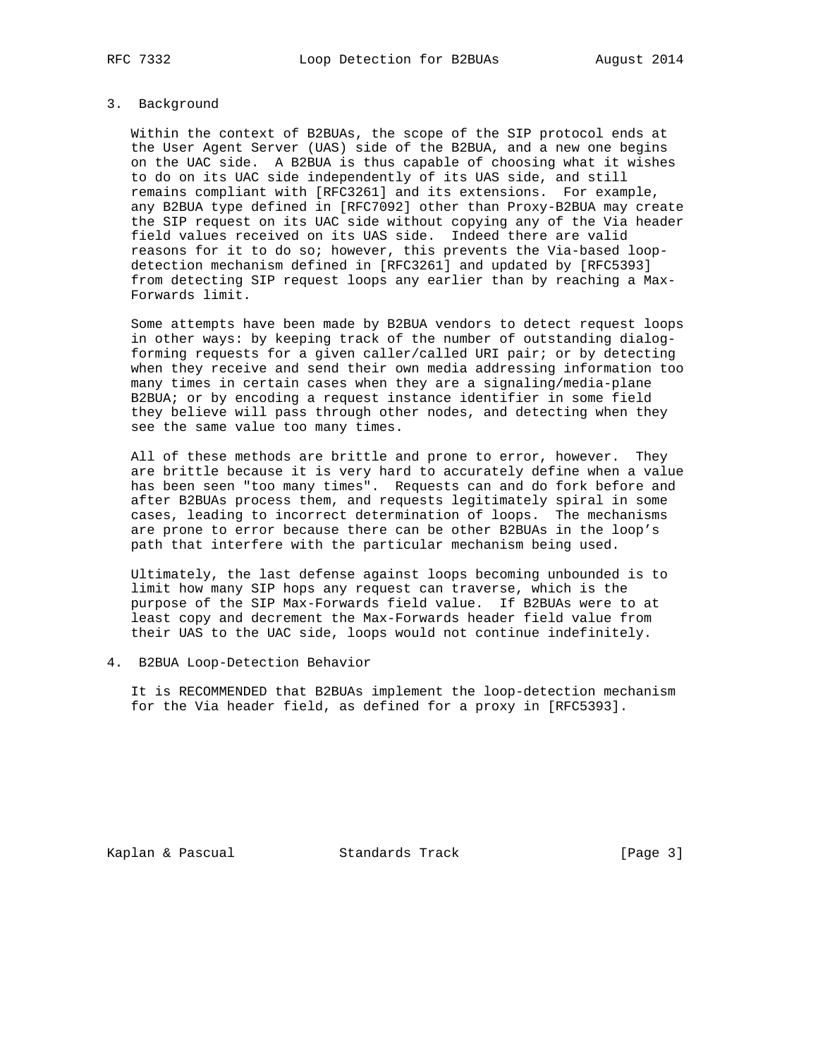## 3. Background

Within the context of B2BUAs, the scope of the SIP protocol ends at the User Agent Server (UAS) side of the B2BUA, and a new one begins on the UAC side. A B2BUA is thus capable of choosing what it wishes to do on its UAC side independently of its UAS side, and still remains compliant with [RFC3261] and its extensions. For example, any B2BUA type defined in [RFC7092] other than Proxy-B2BUA may create the SIP request on its UAC side without copying any of the Via header field values received on its UAS side. Indeed there are valid reasons for it to do so; however, this prevents the Via-based loop-detection mechanism defined in [RFC3261] and updated by [RFC5393] from detecting SIP request loops any earlier than by reaching a Max-Forwards limit.

Some attempts have been made by B2BUA vendors to detect request loops in other ways: by keeping track of the number of outstanding dialog-forming requests for a given caller/called URI pair; or by detecting when they receive and send their own media addressing information too many times in certain cases when they are a signaling/media-plane B2BUA; or by encoding a request instance identifier in some field they believe will pass through other nodes, and detecting when they see the same value too many times.

All of these methods are brittle and prone to error, however. They are brittle because it is very hard to accurately define when a value has been seen "too many times". Requests can and do fork before and after B2BUAs process them, and requests legitimately spiral in some cases, leading to incorrect determination of loops. The mechanisms are prone to error because there can be other B2BUAs in the loop's path that interfere with the particular mechanism being used.

Ultimately, the last defense against loops becoming unbounded is to limit how many SIP hops any request can traverse, which is the purpose of the SIP Max-Forwards field value. If B2BUAs were to at least copy and decrement the Max-Forwards header field value from their UAS to the UAC side, loops would not continue indefinitely.

## 4. B2BUA Loop-Detection Behavior

It is RECOMMENDED that B2BUAs implement the loop-detection mechanism for the Via header field, as defined for a proxy in [RFC5393].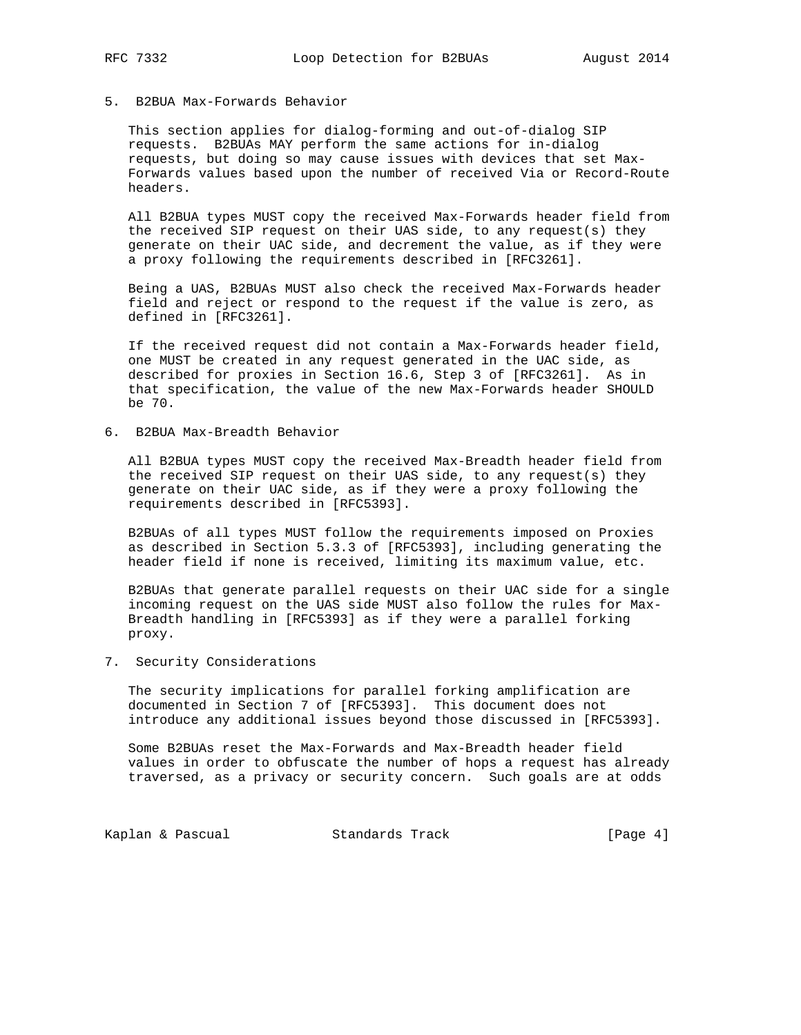## 5. B2BUA Max-Forwards Behavior

This section applies for dialog-forming and out-of-dialog SIP requests. B2BUAs MAY perform the same actions for in-dialog requests, but doing so may cause issues with devices that set Max-Forwards values based upon the number of received Via or Record-Route headers.

All B2BUA types MUST copy the received Max-Forwards header field from the received SIP request on their UAS side, to any request(s) they generate on their UAC side, and decrement the value, as if they were a proxy following the requirements described in [RFC3261].

Being a UAS, B2BUAs MUST also check the received Max-Forwards header field and reject or respond to the request if the value is zero, as defined in [RFC3261].

If the received request did not contain a Max-Forwards header field, one MUST be created in any request generated in the UAC side, as described for proxies in Section 16.6, Step 3 of [RFC3261]. As in that specification, the value of the new Max-Forwards header SHOULD be 70.

## 6. B2BUA Max-Breadth Behavior

All B2BUA types MUST copy the received Max-Breadth header field from the received SIP request on their UAS side, to any request(s) they generate on their UAC side, as if they were a proxy following the requirements described in [RFC5393].

B2BUAs of all types MUST follow the requirements imposed on Proxies as described in Section 5.3.3 of [RFC5393], including generating the header field if none is received, limiting its maximum value, etc.

B2BUAs that generate parallel requests on their UAC side for a single incoming request on the UAS side MUST also follow the rules for Max-Breadth handling in [RFC5393] as if they were a parallel forking proxy.

## 7. Security Considerations

The security implications for parallel forking amplification are documented in Section 7 of [RFC5393]. This document does not introduce any additional issues beyond those discussed in [RFC5393].

Some B2BUAs reset the Max-Forwards and Max-Breadth header field values in order to obfuscate the number of hops a request has already traversed, as a privacy or security concern. Such goals are at odds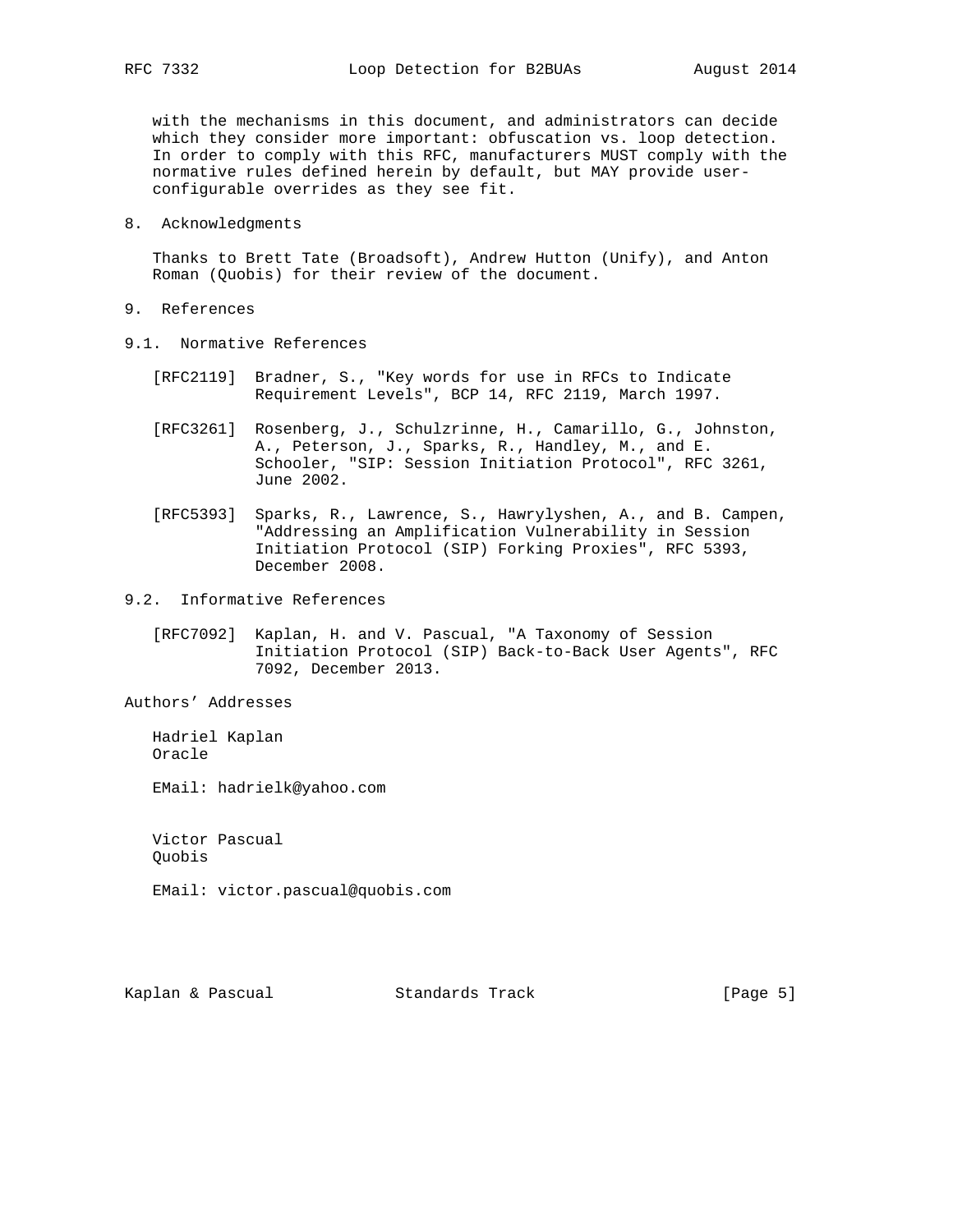with the mechanisms in this document, and administrators can decide which they consider more important: obfuscation vs. loop detection. In order to comply with this RFC, manufacturers MUST comply with the normative rules defined herein by default, but MAY provide user-configurable overrides as they see fit.

## 8. Acknowledgments

Thanks to Brett Tate (Broadsoft), Andrew Hutton (Unify), and Anton Roman (Quobis) for their review of the document.

## 9. References

### 9.1. Normative References

[RFC2119] Bradner, S., "Key words for use in RFCs to Indicate Requirement Levels", BCP 14, RFC 2119, March 1997.

[RFC3261] Rosenberg, J., Schulzrinne, H., Camarillo, G., Johnston, A., Peterson, J., Sparks, R., Handley, M., and E. Schooler, "SIP: Session Initiation Protocol", RFC 3261, June 2002.

[RFC5393] Sparks, R., Lawrence, S., Hawrylyshen, A., and B. Campen, "Addressing an Amplification Vulnerability in Session Initiation Protocol (SIP) Forking Proxies", RFC 5393, December 2008.

### 9.2. Informative References

[RFC7092] Kaplan, H. and V. Pascual, "A Taxonomy of Session Initiation Protocol (SIP) Back-to-Back User Agents", RFC 7092, December 2013.

## Authors' Addresses

Hadriel Kaplan
Oracle

EMail: hadrielk@yahoo.com

Victor Pascual
Quobis

EMail: victor.pascual@quobis.com